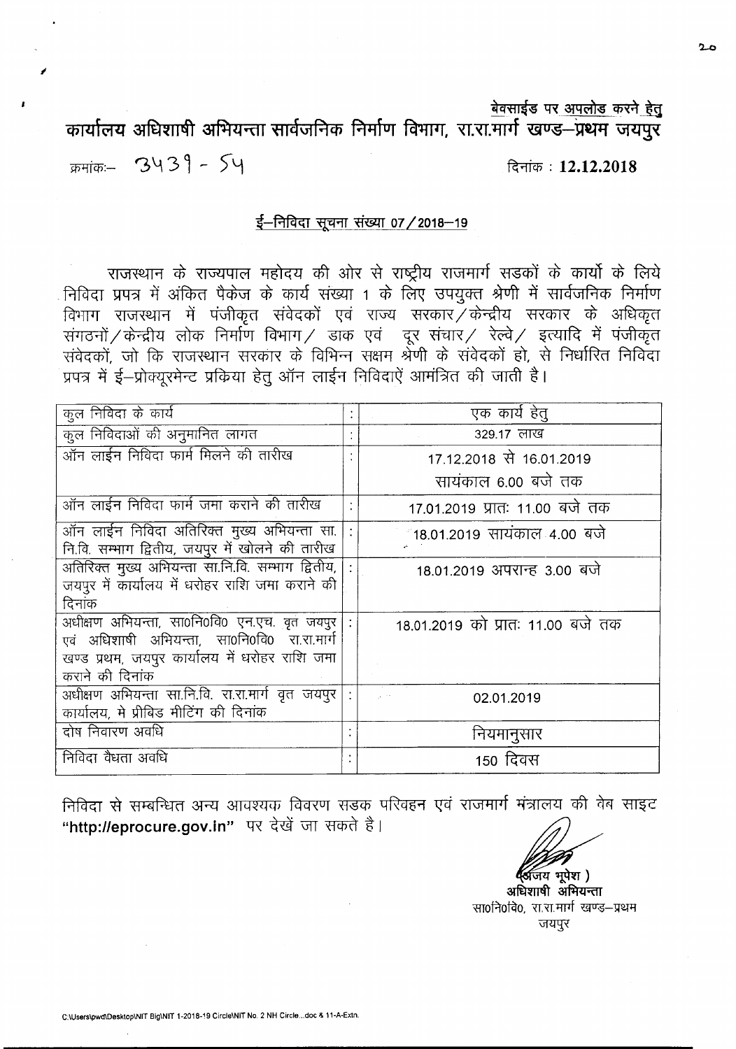बेवसाईड पर अपलोड करने हेतु

# कार्यालय अधिशाषी अभियन्ता सार्वजनिक निर्माण विभाग, रा.रा.मार्ग खण्ड–प्रथम जयपुर

क्रमांकः– 3439 - 54

दिनांक : **12.12.2018**

## ई–निविदा सूचना संख्या 07/2018–19

राजस्थान के राज्यपाल महोदय की ओर से राष्ट्रीय राजमार्ग सडकों के कार्यो के लिये निविदा प्रपत्र में अंकित पैकेज के कार्य संख्या 1 के लिए उपयुक्त श्रेणी में सार्वजनिक निर्माण विभाग राजस्थान में पंजीकृत संवेदकों एवं राज्य सरकार/केन्द्रीय सरकार के अधिकृत संगठनों/केन्द्रीय लोक निर्माण विभाग/ डाक एवं दूर संचार/ रेल्वे/ इत्यादि में पंजीकृत संवेदकों, जो कि राजस्थान सरकार के विभिन्न सक्षम श्रेणी के संवेदकों हो, से निर्धारित निविदा प्रपत्र में ई–प्रोक्यूरमेन्ट प्रक्रिया हेतु ऑन लाईन निविदाऐं आमंत्रित की जाती है।

| | | |
|---|---|---|
| कुल निविदा के कार्य | : | एक कार्य हेतु |
| कुल निविदाओं की अनुमानित लागत | : | 329.17 लाख |
| ऑन लाईन निविदा फार्म मिलने की तारीख | : | 17.12.2018 से 16.01.2019 सायंकाल 6.00 बजे तक |
| ऑन लाईन निविदा फार्म जमा कराने की तारीख | : | 17.01.2019 प्रातः 11.00 बजे तक |
| ऑन लाईन निविदा अतिरिक्त मुख्य अभियन्ता सा. नि.वि. सम्भाग द्वितीय, जयपुर में खोलने की तारीख | : | 18.01.2019 सायंकाल 4.00 बजे |
| अतिरिक्त मुख्य अभियन्ता सा.नि.वि. सम्भाग द्वितीय, जयपुर में कार्यालय में धरोहर राशि जमा कराने की दिनांक | : | 18.01.2019 अपरान्ह 3.00 बजे |
| अधीक्षण अभियन्ता, सा0नि0वि0 एन.एच. वृत जयपुर एवं अधिशाषी अभियन्ता, सा0नि0वि0 रा.रा.मार्ग खण्ड प्रथम, जयपुर कार्यालय में धरोहर राशि जमा कराने की दिनांक | : | 18.01.2019 को प्रातः 11.00 बजे तक |
| अधीक्षण अभियन्ता सा.नि.वि. रा.रा.मार्ग वृत जयपुर कार्यालय, मे प्रीबिड मीटिंग की दिनांक | : | 02.01.2019 |
| दोष निवारण अवधि | : | नियमानुसार |
| निविदा वैधता अवधि | : | 150 दिवस |

निविदा से सम्बन्धित अन्य आवश्यक विवरण सडक परिवहन एवं राजमार्ग मंत्रालय की वेब साइट **"http://eprocure.gov.in"** पर देखें जा सकते है।

(अजय भूपेश)
अधिशाषी अभियन्ता
सा0नि0वि0, रा.रा.मार्ग खण्ड–प्रथम
जयपुर

C:\Users\pwd\Desktop\NIT Big\NIT 1-2018-19 Circle\NIT No. 2 NH Circle...doc & 11-A-Extn.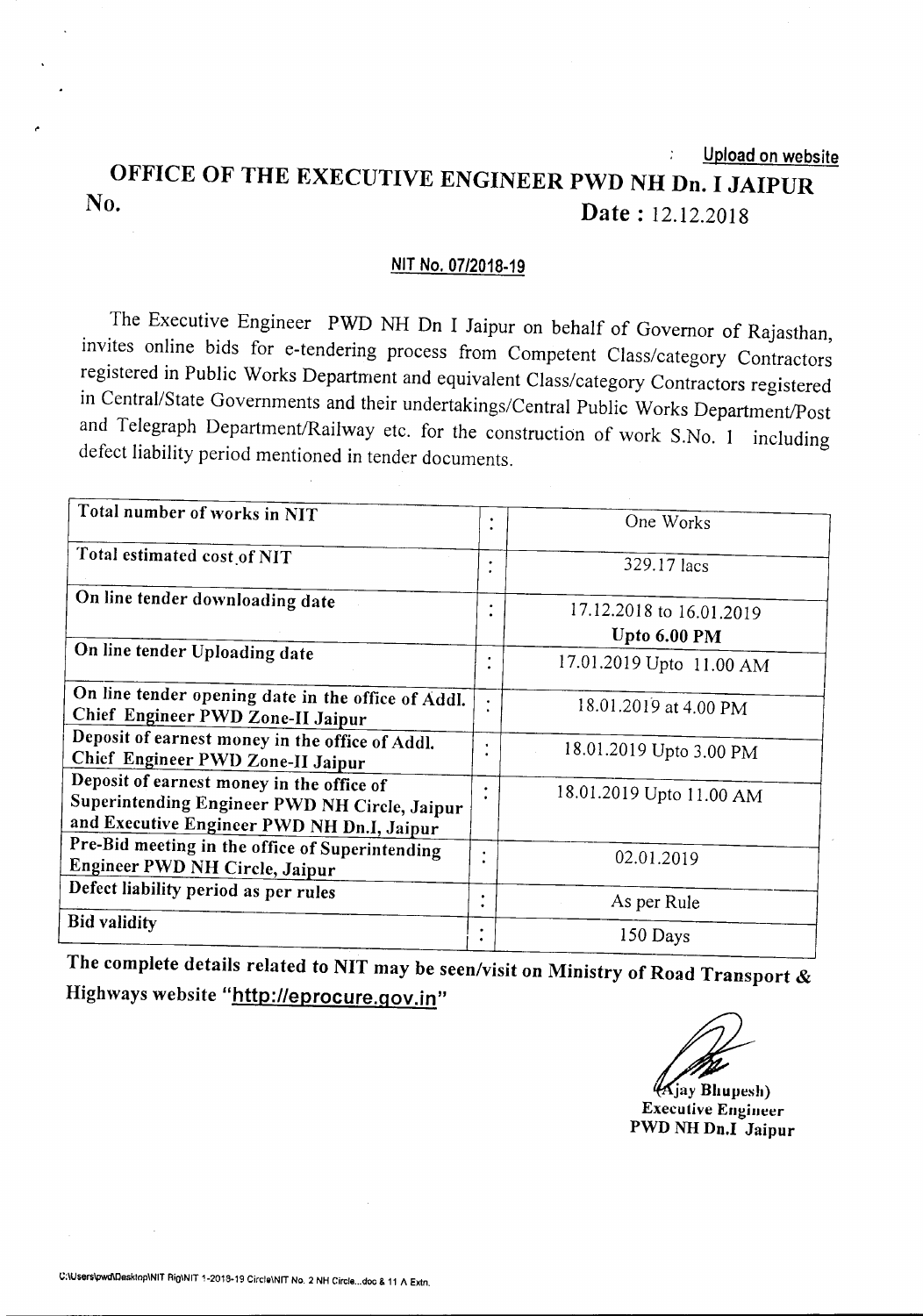Upload on website

# OFFICE OF THE EXECUTIVE ENGINEER PWD NH Dn. I JAIPUR

**No.** **Date :** 12.12.2018

**NIT No. 07/2018-19**

The Executive Engineer PWD NH Dn I Jaipur on behalf of Governor of Rajasthan, invites online bids for e-tendering process from Competent Class/category Contractors registered in Public Works Department and equivalent Class/category Contractors registered in Central/State Governments and their undertakings/Central Public Works Department/Post and Telegraph Department/Railway etc. for the construction of work S.No. 1 including defect liability period mentioned in tender documents.

| | | |
|---|---|---|
| **Total number of works in NIT** | : | One Works |
| **Total estimated cost of NIT** | : | 329.17 lacs |
| **On line tender downloading date** | : | 17.12.2018 to 16.01.2019 **Upto 6.00 PM** |
| **On line tender Uploading date** | : | 17.01.2019 Upto 11.00 AM |
| **On line tender opening date in the office of Addl. Chief Engineer PWD Zone-II Jaipur** | : | 18.01.2019 at 4.00 PM |
| **Deposit of earnest money in the office of Addl. Chief Engineer PWD Zone-II Jaipur** | : | 18.01.2019 Upto 3.00 PM |
| **Deposit of earnest money in the office of Superintending Engineer PWD NH Circle, Jaipur and Executive Engineer PWD NH Dn.I, Jaipur** | : | 18.01.2019 Upto 11.00 AM |
| **Pre-Bid meeting in the office of Superintending Engineer PWD NH Circle, Jaipur** | : | 02.01.2019 |
| **Defect liability period as per rules** | : | As per Rule |
| **Bid validity** | : | 150 Days |

**The complete details related to NIT may be seen/visit on Ministry of Road Transport & Highways website "http://eprocure.gov.in"**

**(Ajay Bhupesh)**
**Executive Engineer**
**PWD NH Dn.I Jaipur**

C:\Users\pwd\Desktop\NIT Rig\NIT 1-2018-19 Circle\NIT No. 2 NH Circle...doc & 11 A Extn.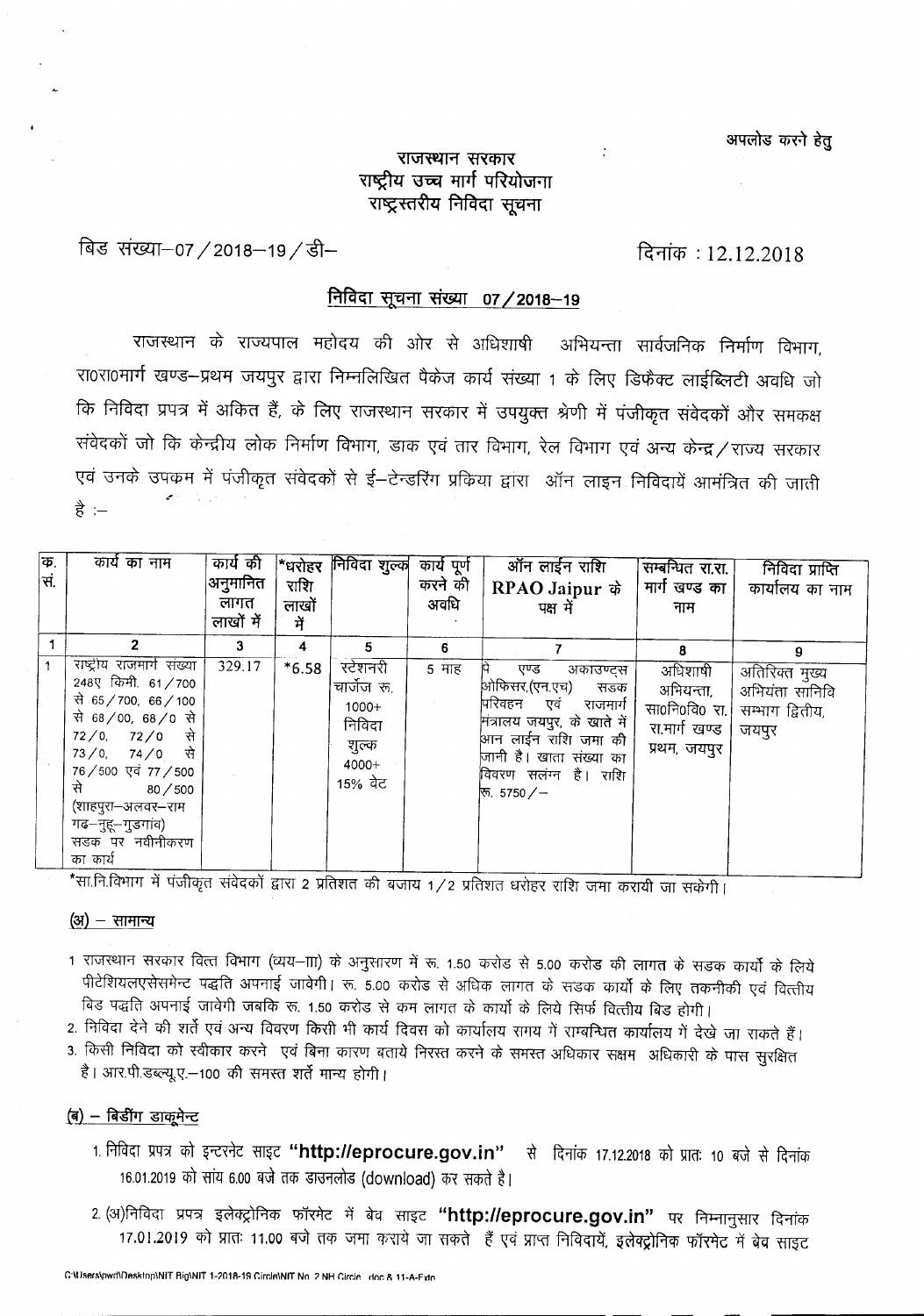अपलोड करने हेतु

# राजस्थान सरकार
## राष्ट्रीय उच्च मार्ग परियोजना
### राष्ट्रस्तरीय निविदा सूचना

बिड संख्या–07/2018–19/डी– दिनांक : 12.12.2018

## निविदा सूचना संख्या 07/2018–19

राजस्थान के राज्यपाल महोदय की ओर से अधिशाषी अभियन्ता सार्वजनिक निर्माण विभाग, रा0रा0मार्ग खण्ड–प्रथम जयपुर द्वारा निम्नलिखित पैकेज कार्य संख्या 1 के लिए डिफैक्ट लाईब्लिटी अवधि जो कि निविदा प्रपत्र में अंकित हैं, के लिए राजस्थान सरकार में उपयुक्त श्रेणी में पंजीकृत संवेदकों और समकक्ष संवेदकों जो कि केन्द्रीय लोक निर्माण विभाग, डाक एवं तार विभाग, रेल विभाग एवं अन्य केन्द्र/राज्य सरकार एवं उनके उपक्रम में पंजीकृत संवेदकों से ई–टेन्डरिंग प्रकिया द्वारा ऑन लाइन निविदायें आमंत्रित की जाती है :–

| क्र. सं. | कार्य का नाम | कार्य की अनुमानित लागत लाखों में | *धरोहर राशि लाखों में | निविदा शुल्क | कार्य पूर्ण करने की अवधि | ऑन लाईन राशि RPAO Jaipur के पक्ष में | सम्बन्धित रा.रा. मार्ग खण्ड का नाम | निविदा प्राप्ति कार्यालय का नाम |
|---|---|---|---|---|---|---|---|---|
| 1 | 2 | 3 | 4 | 5 | 6 | 7 | 8 | 9 |
| 1 | राष्ट्रीय राजमार्ग संख्या 248ए किमी. 61/700 से 65/700, 66/100 से 68/00, 68/0 से 72/0, 72/0 से 73/0, 74/0 से 76/500 एवं 77/500 से 80/500 (शाहपुरा–अलवर–रामगढ–नूहू–गुडगांव) सड़क पर नवीनीकरण का कार्य | 329.17 | *6.58 | स्टेशनरी चार्जेज रू. 1000+ निविदा शुल्क 4000+ 15% वेट | 5 माह | पे एण्ड अकाउण्ट्स ओफिसर.(एन.एच) सडक परिवहन एवं राजमार्ग मंत्रालय जयपुर, के खाते में ऑन लाईन राशि जमा की जानी है। खाता संख्या का विवरण संलग्न है। राशि रू. 5750/– | अधिशाषी अभियन्ता, सा0नि0वि0 रा.रा.मार्ग खण्ड प्रथम, जयपुर | अतिरिक्त मुख्य अभियंता सानिवि सम्भाग द्वितीय, जयपुर |

*सा.नि.विभाग में पंजीकृत संवेदकों द्वारा 2 प्रतिशत की बजाय 1/2 प्रतिशत धरोहर राशि जमा करायी जा सकेगी।

### (अ) – सामान्य

1. राजस्थान सरकार वित्त विभाग (व्यय–III) के अनुसारण में रू. 1.50 करोड से 5.00 करोड की लागत के सडक कार्यो के लिये पीटेशियलएसेसमेन्ट पद्धति अपनाई जावेगी। रू. 5.00 करोड से अधिक लागत के सडक कार्यो के लिए तकनीकी एवं वित्तीय बिड पद्धति अपनाई जावेगी जबकि रू. 1.50 करोड से कम लागत के कार्यो के लिये सिर्फ वित्तीय बिड होगी।
2. निविदा देने की शर्ते एवं अन्य विवरण किसी भी कार्य दिवस को कार्यालय समय में सम्बन्धित कार्यालय में देखे जा सकते हैं।
3. किसी निविदा को स्वीकार करने एवं बिना कारण बताये निरस्त करने के समस्त अधिकार सक्षम अधिकारी के पास सुरक्षित है। आर.पी.डब्ल्यू.ए.–100 की समस्त शर्ते मान्य होगी।

### (ब) – बिडींग डाकूमेन्ट

1. निविदा प्रपत्र को इन्टरनेट साइट **"http://eprocure.gov.in"** से दिनांक 17.12.2018 को प्रातः 10 बजे से दिनांक 16.01.2019 को सांय 6.00 बजे तक डाउनलोड (download) कर सकते है।
2. (अ)निविदा प्रपत्र इलेक्ट्रोनिक फॉरमेट में बेव साइट **"http://eprocure.gov.in"** पर निम्नानुसार दिनांक 17.01.2019 को प्रातः 11.00 बजे तक जमा कराये जा सकते हैं एवं प्राप्त निविदायें, इलेक्ट्रोनिक फॉरमेट में बेव साइट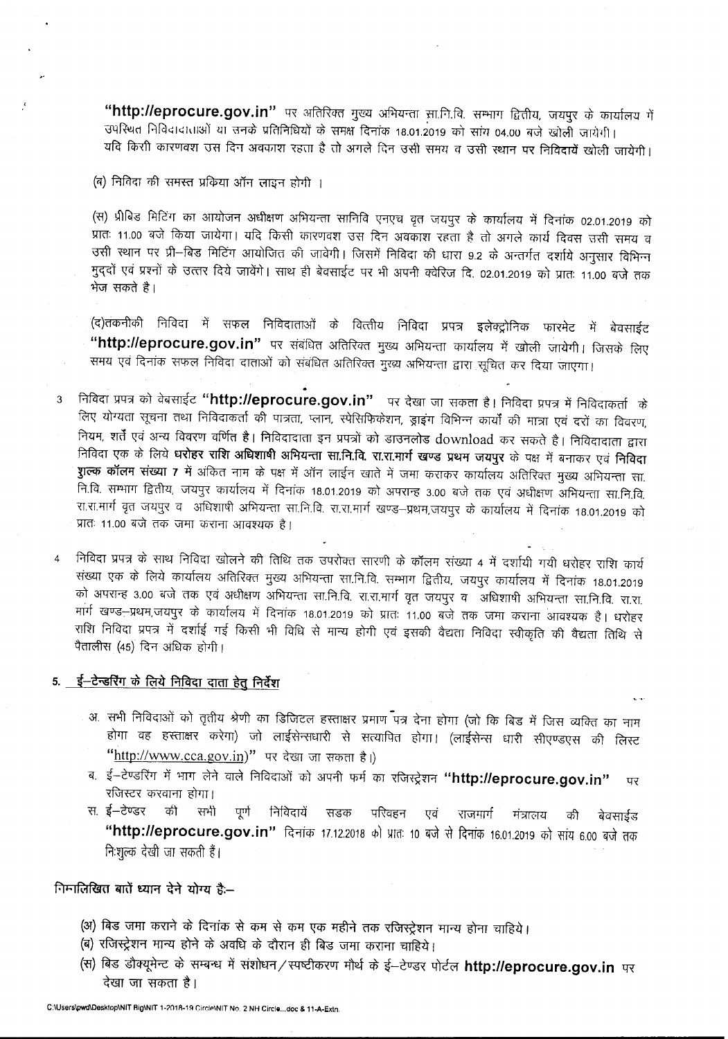**"http://eprocure.gov.in"** पर अतिरिक्त मुख्य अभियन्ता सा.नि.वि. सम्भाग द्वितीय, जयपुर के कार्यालय में उपस्थित निविदादाताओं या उनके प्रतिनिधियों के समक्ष दिनांक 18.01.2019 को सांय 04.00 बजे खोली जायेगी। यदि किसी कारणवश उस दिन अवकाश रहता है तो अगले दिन उसी समय व उसी स्थान पर निविदायें खोली जायेगी।

(ब) निविदा की समस्त प्रक्रिया ऑन लाइन होगी ।

(स) प्रीबिड मिटिंग का आयोजन अधीक्षण अभियन्ता सानिवि एनएच वृत जयपुर के कार्यालय में दिनांक 02.01.2019 को प्रातः 11.00 बजे किया जायेगा। यदि किसी कारणवश उस दिन अवकाश रहता है तो अगले कार्य दिवस उसी समय व उसी स्थान पर प्री–बिड मिटिंग आयोजित की जावेगी। जिसमें निविदा की धारा 9.2 के अन्तर्गत दर्शाये अनुसार विभिन्न मुद्दों एवं प्रश्नों के उत्तर दिये जावेंगे। साथ ही बेवसाईट पर भी अपनी क्वेरिज दि. 02.01.2019 को प्रातः 11.00 बजे तक भेज सकते है।

(द)तकनीकी निविदा में सफल निविदाताओं के वित्तीय निविदा प्रपत्र इलेक्ट्रोनिक फारमेट में बेवसाईट **"http://eprocure.gov.in"** पर संबंधित अतिरिक्त मुख्य अभियन्ता कार्यालय में खोली जायेगी। जिसके लिए समय एवं दिनांक सफल निविदा दाताओं को संबंधित अतिरिक्त मुख्य अभियन्ता द्वारा सूचित कर दिया जाएगा।

3 निविदा प्रपत्र को वेबसाईट **"http://eprocure.gov.in"** पर देखा जा सकता है। निविदा प्रपत्र में निविदाकर्ता के लिए योग्यता सूचना तथा निविदाकर्ता की पात्रता, प्लान, स्पेसिफिकेशन, ड्राइंग विभिन्न कार्यों की मात्रा एवं दरों का विवरण, नियम, शर्तें एवं अन्य विवरण वर्णित है। निविदादाता इन प्रपत्रों को डाउनलोड download कर सकते है। निविदादाता द्वारा निविदा एक के लिये **धरोहर राशि अधिशाषी अभियन्ता सा.नि.वि. रा.रा.मार्ग खण्ड प्रथम जयपुर** के पक्ष में बनाकर एवं **निविदा शुल्क कॉलम संख्या 7** में अंकित नाम के पक्ष में ऑन लाईन खाते में जमा कराकर कार्यालय अतिरिक्त मुख्य अभियन्ता सा. नि.वि. सम्भाग द्वितीय, जयपुर कार्यालय में दिनांक 18.01.2019 को अपरान्ह 3.00 बजे तक एवं अधीक्षण अभियन्ता सा.नि.वि. रा.रा.मार्ग वृत जयपुर व अधिशाषी अभियन्ता सा.नि.वि. रा.रा.मार्ग खण्ड–प्रथम,जयपुर के कार्यालय में दिनांक 18.01.2019 को प्रातः 11.00 बजे तक जमा कराना आवश्यक है।

4 निविदा प्रपत्र के साथ निविदा खोलने की तिथि तक उपरोक्त सारणी के कॉलम संख्या 4 में दर्शायी गयी धरोहर राशि कार्य संख्या एक के लिये कार्यालय अतिरिक्त मुख्य अभियन्ता सा.नि.वि. सम्भाग द्वितीय, जयपुर कार्यालय में दिनांक 18.01.2019 को अपरान्ह 3.00 बजे तक एवं अधीक्षण अभियन्ता सा.नि.वि. रा.रा.मार्ग वृत जयपुर व अधिशाषी अभियन्ता सा.नि.वि. रा.रा. मार्ग खण्ड–प्रथम,जयपुर के कार्यालय में दिनांक 18.01.2019 को प्रातः 11.00 बजे तक जमा कराना आवश्यक है। धरोहर राशि निविदा प्रपत्र में दर्शाई गई किसी भी विधि से मान्य होगी एवं इसकी वैद्यता निविदा स्वीकृति की वैद्यता तिथि से पैतालीस (45) दिन अधिक होगी।

## 5. ई–टेन्डरिंग के लिये निविदा दाता हेतु निर्देश

अ. सभी निविदाओं को तृतीय श्रेणी का डिजिटल हस्ताक्षर प्रमाण पत्र देना होगा (जो कि बिड में जिस व्यक्ति का नाम होगा वह हस्ताक्षर करेगा) जो लाईसेन्सधारी से सत्यापित होगा। (लाईसेन्स धारी सीएण्डएस की लिस्ट "http://www.cca.gov.in)" पर देखा जा सकता है।)

ब. ई–टेण्डरिंग में भाग लेने वाले निविदाओं को अपनी फर्म का रजिस्ट्रेशन **"http://eprocure.gov.in"** पर रजिस्टर करवाना होगा।

स. ई–टेण्डर की सभी पूर्ण निविदायें सडक परिवहन एवं राजमार्ग मंत्रालय की बेवसाईड **"http://eprocure.gov.in"** दिनांक 17.12.2018 को प्रातः 10 बजे से दिनांक 16.01.2019 को सांय 6.00 बजे तक निःशुल्क देखी जा सकती हैं।

निम्नलिखित बातें ध्यान देने योग्य हैः–

(अ) बिड जमा कराने के दिनांक से कम से कम एक महीने तक रजिस्ट्रेशन मान्य होना चाहिये।

(ब) रजिस्ट्रेशन मान्य होने के अवधि के दौरान ही बिड जमा कराना चाहिये।

(स) बिड डौक्यूमेन्ट के सम्बन्ध में संशोधन/स्पष्टीकरण मौर्थ के ई–टेण्डर पोर्टल **http://eprocure.gov.in** पर देखा जा सकता है।

C:\Users\pwd\Desktop\NIT Rig\NIT 1-2018-19 Circle\NIT No. 2 NH Circle....doc & 11-A-Extn.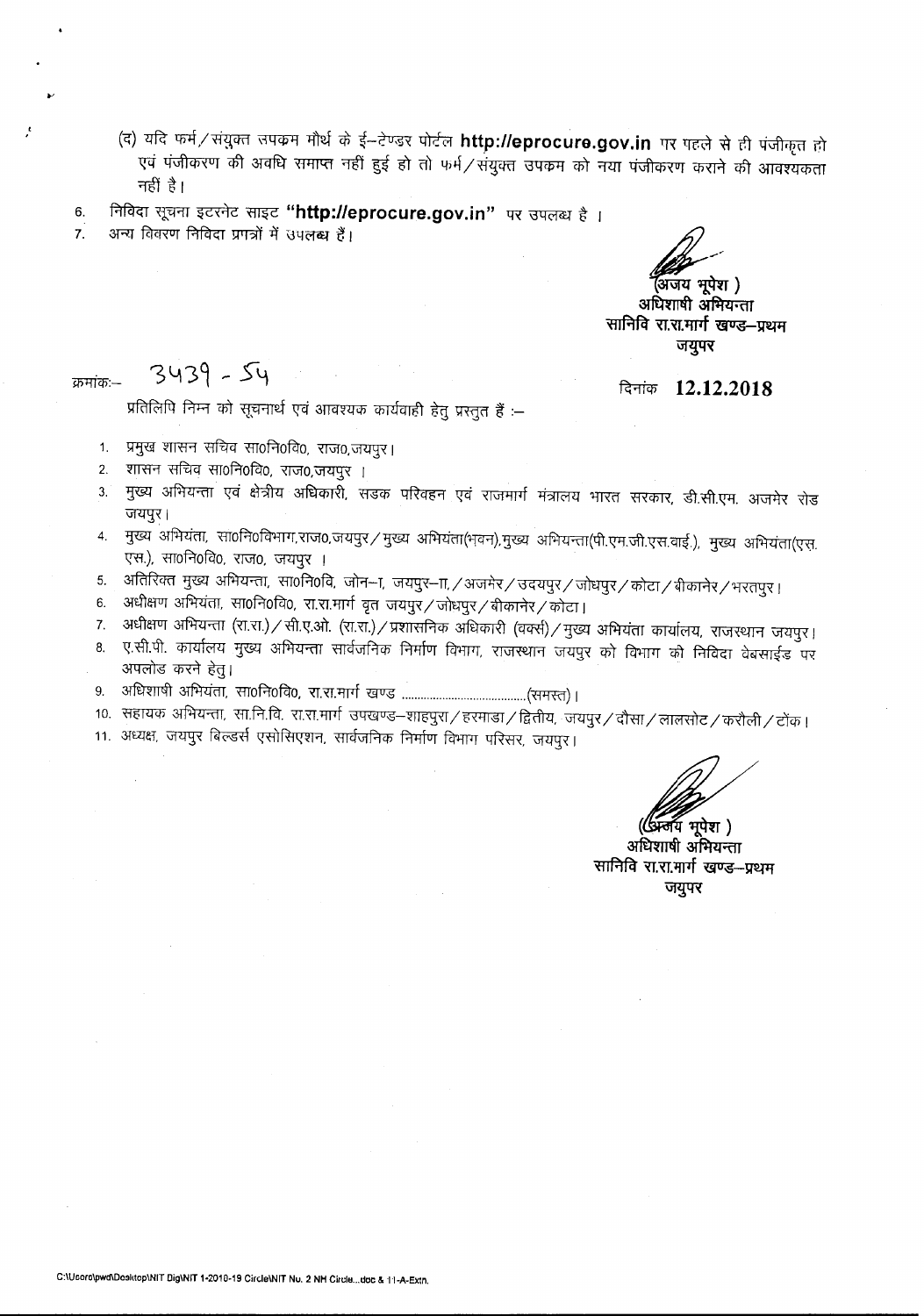(द) यदि फर्म/संयुक्त उपकम मौर्थ के ई–टेण्डर पोर्टल **http://eprocure.gov.in** पर पहले से ही पंजीकृत हो एवं पंजीकरण की अवधि समाप्त नहीं हुई हो तो फर्म/संयुक्त उपकम को नया पंजीकरण कराने की आवश्यकता नहीं है।

6. निविदा सूचना इटरनेट साइट **"http://eprocure.gov.in"** पर उपलब्ध है ।
7. अन्य विवरण निविदा प्रपत्रों में उपलब्ध हैं।

(अजय भूपेश )
अधिशाषी अभियन्ता
सानिवि रा.रा.मार्ग खण्ड–प्रथम
जयुपर

क्रमांकः– 3439 - 54

दिनांक **12.12.2018**

प्रतिलिपि निम्न को सूचनार्थ एवं आवश्यक कार्यवाही हेतु प्रस्तुत हैं :–

1. प्रमुख शासन सचिव सा०नि०वि०, राज०,जयपुर।
2. शासन सचिव सा०नि०वि०, राज०,जयपुर ।
3. मुख्य अभियन्ता एवं क्षेत्रीय अधिकारी, सडक परिवहन एवं राजमार्ग मंत्रालय भारत सरकार, डी.सी.एम. अजमेर रोड जयपुर।
4. मुख्य अभियंता, सा०नि०विभाग,राज०,जयपुर/मुख्य अभियंता(भवन),मुख्य अभियन्ता(पी.एम.जी.एस.वाई.), मुख्य अभियंता(एस. एस.), सा०नि०वि०, राज०, जयपुर ।
5. अतिरिक्त मुख्य अभियन्ता, सा०नि०वि, जोन–I, जयपुर–II,/अजमेर/उदयपुर/जोधपुर/कोटा/बीकानेर/भरतपुर।
6. अधीक्षण अभियंता, सा०नि०वि०, रा.रा.मार्ग वृत जयपुर/जोधपुर/बीकानेर/कोटा।
7. अधीक्षण अभियन्ता (रा.रा.)/सी.ए.ओ. (रा.रा.)/प्रशासनिक अधिकारी (वर्क्स)/मुख्य अभियंता कार्यालय, राजस्थान जयपुर।
8. ए.सी.पी. कार्यालय मुख्य अभियन्ता सार्वजनिक निर्माण विभाग, राजस्थान जयपुर को विभाग की निविदा वेबसाईड पर अपलोड करने हेतु।
9. अधिशाषी अभियंता, सा०नि०वि०, रा.रा.मार्ग खण्ड ..........................................(समस्त)।
10. सहायक अभियन्ता, सा.नि.वि. रा.रा.मार्ग उपखण्ड–शाहपुरा/हरमाडा/द्वितीय, जयपुर/दौसा/लालसोट/करौली/टोंक।
11. अध्यक्ष, जयपुर बिल्डर्स एसोसिएशन, सार्वजनिक निर्माण विभाग परिसर, जयपुर।

(अजय भूपेश )
अधिशाषी अभियन्ता
सानिवि रा.रा.मार्ग खण्ड–प्रथम
जयुपर

C:\Users\pwd\Desktop\NIT Dig\NIT 1-2018-19 Circle\NIT No. 2 NH Circle...doc & 11-A-Extn.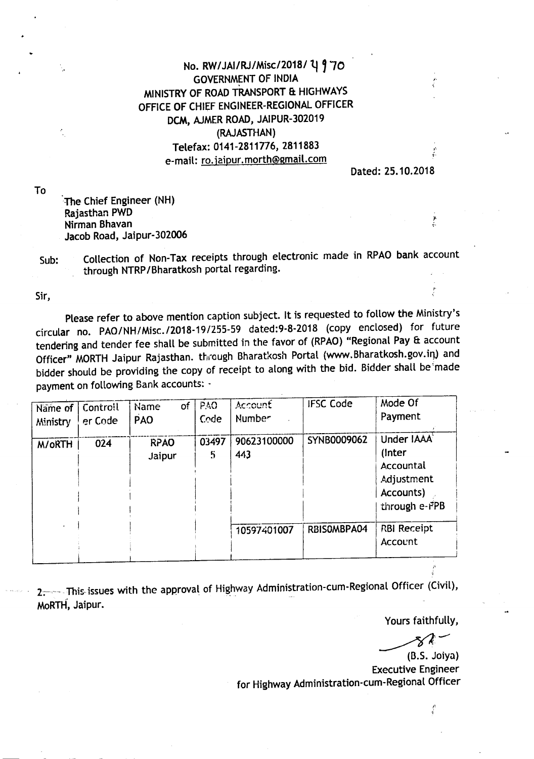No. RW/JAI/RJ/Misc/2018/ 4970

GOVERNMENT OF INDIA

MINISTRY OF ROAD TRANSPORT & HIGHWAYS

OFFICE OF CHIEF ENGINEER-REGIONAL OFFICER

DCM, AJMER ROAD, JAIPUR-302019

(RAJASTHAN)

Telefax: 0141-2811776, 2811883

e-mail: ro.jaipur.morth@gmail.com

Dated: 25.10.2018

To

The Chief Engineer (NH)
Rajasthan PWD
Nirman Bhavan
Jacob Road, Jaipur-302006

Sub: Collection of Non-Tax receipts through electronic made in RPAO bank account through NTRP/Bharatkosh portal regarding.

Sir,

Please refer to above mention caption subject. It is requested to follow the Ministry's circular no. PAO/NH/Misc./2018-19/255-59 dated:9-8-2018 (copy enclosed) for future tendering and tender fee shall be submitted in the favor of (RPAO) "Regional Pay & account Officer" MORTH Jaipur Rajasthan. through Bharatkosh Portal (www.Bharatkosh.gov.in) and bidder should be providing the copy of receipt to along with the bid. Bidder shall be made payment on following Bank accounts: -

| Name of Ministry | Controller Code | Name of PAO | PAO Code | Account Number | IFSC Code | Mode Of Payment |
|---|---|---|---|---|---|---|
| M/oRTH | 024 | RPAO Jaipur | 034975 | 90623100000443 | SYNB0009062 | Under IAAA (Inter Accountal Adjustment Accounts) through e-PPB |
| | | | | 10597401007 | RBISOMBPA04 | RBI Receipt Account |

2. This issues with the approval of Highway Administration-cum-Regional Officer (Civil), MoRTH, Jaipur.

Yours faithfully,

(B.S. Joiya)
Executive Engineer
for Highway Administration-cum-Regional Officer